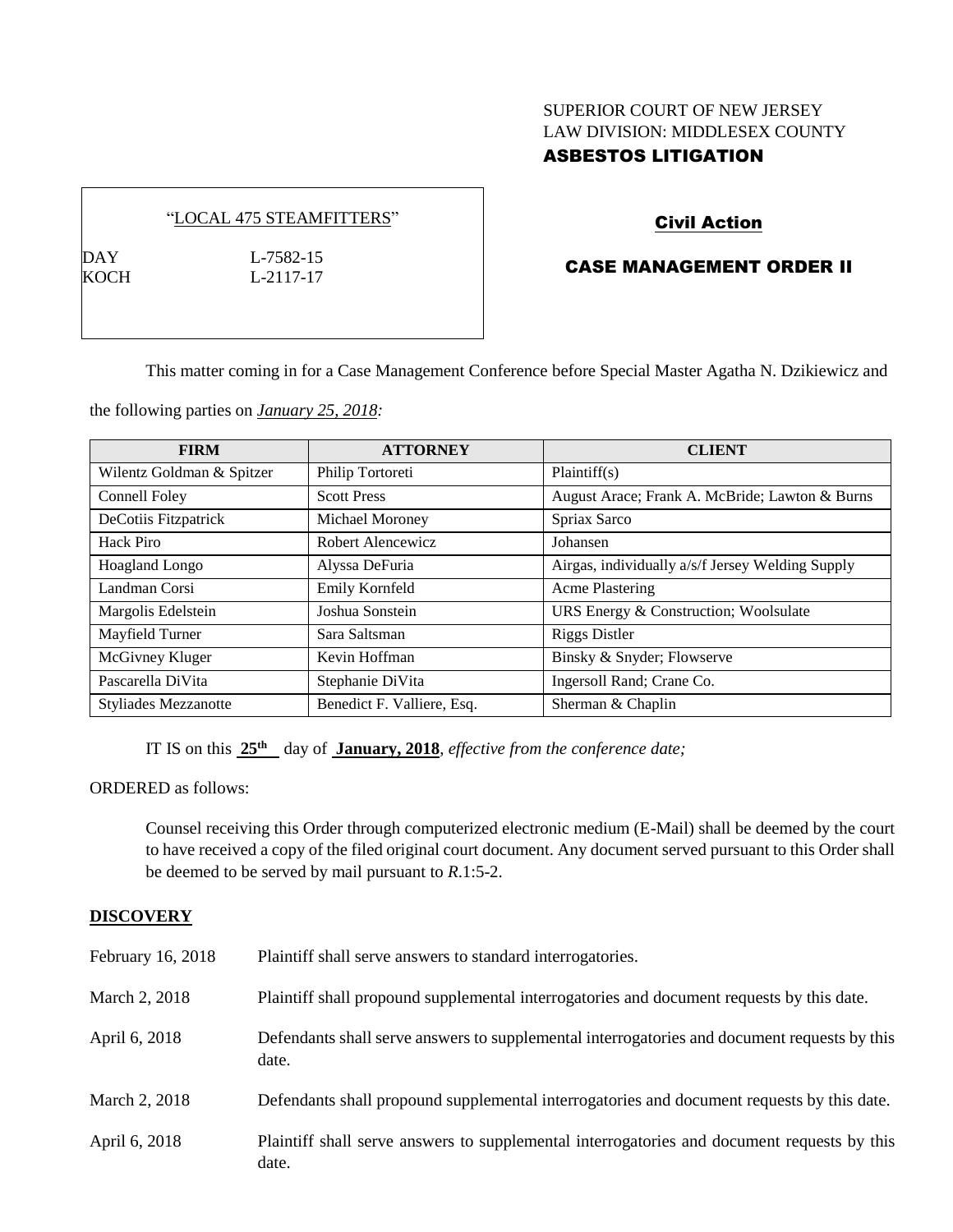SUPERIOR COURT OF NEW JERSEY
LAW DIVISION: MIDDLESEX COUNTY
**ASBESTOS LITIGATION**

"LOCAL 475 STEAMFITTERS"

DAY L-7582-15
KOCH L-2117-17

**Civil Action**

**CASE MANAGEMENT ORDER II**

This matter coming in for a Case Management Conference before Special Master Agatha N. Dzikiewicz and the following parties on *January 25, 2018:*

| FIRM | ATTORNEY | CLIENT |
|---|---|---|
| Wilentz Goldman & Spitzer | Philip Tortoreti | Plaintiff(s) |
| Connell Foley | Scott Press | August Arace; Frank A. McBride; Lawton & Burns |
| DeCotiis Fitzpatrick | Michael Moroney | Spriax Sarco |
| Hack Piro | Robert Alencewicz | Johansen |
| Hoagland Longo | Alyssa DeFuria | Airgas, individually a/s/f Jersey Welding Supply |
| Landman Corsi | Emily Kornfeld | Acme Plastering |
| Margolis Edelstein | Joshua Sonstein | URS Energy & Construction; Woolsulate |
| Mayfield Turner | Sara Saltsman | Riggs Distler |
| McGivney Kluger | Kevin Hoffman | Binsky & Snyder; Flowserve |
| Pascarella DiVita | Stephanie DiVita | Ingersoll Rand; Crane Co. |
| Styliades Mezzanotte | Benedict F. Valliere, Esq. | Sherman & Chaplin |

IT IS on this **25th** day of **January, 2018**, *effective from the conference date;*

ORDERED as follows:

Counsel receiving this Order through computerized electronic medium (E-Mail) shall be deemed by the court to have received a copy of the filed original court document. Any document served pursuant to this Order shall be deemed to be served by mail pursuant to *R*.1:5-2.

**DISCOVERY**

February 16, 2018 Plaintiff shall serve answers to standard interrogatories.

March 2, 2018 Plaintiff shall propound supplemental interrogatories and document requests by this date.

April 6, 2018 Defendants shall serve answers to supplemental interrogatories and document requests by this date.

March 2, 2018 Defendants shall propound supplemental interrogatories and document requests by this date.

April 6, 2018 Plaintiff shall serve answers to supplemental interrogatories and document requests by this date.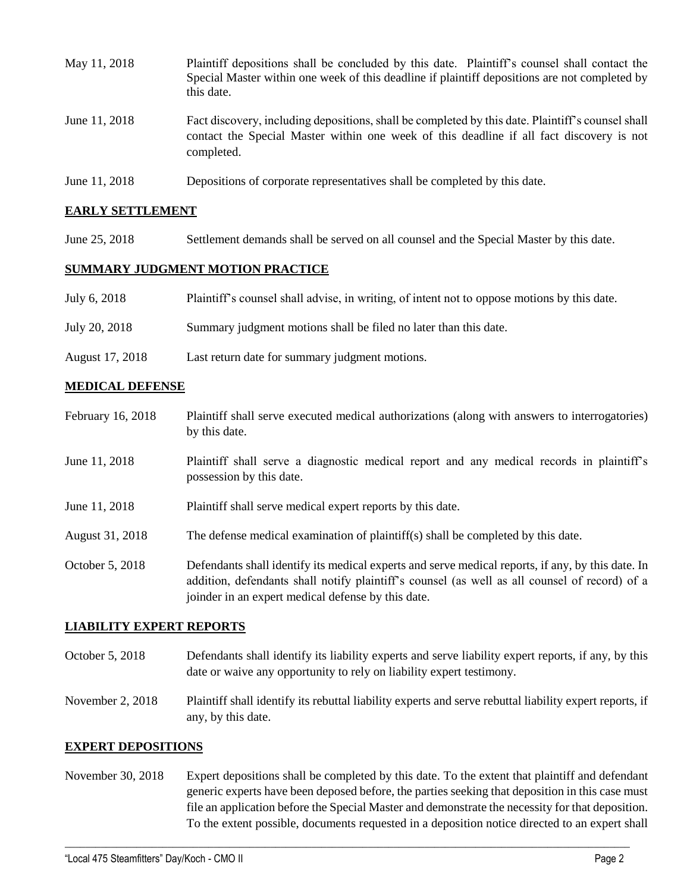| | |
|---|---|
| May 11, 2018 | Plaintiff depositions shall be concluded by this date. Plaintiff's counsel shall contact the Special Master within one week of this deadline if plaintiff depositions are not completed by this date. |
| June 11, 2018 | Fact discovery, including depositions, shall be completed by this date. Plaintiff's counsel shall contact the Special Master within one week of this deadline if all fact discovery is not completed. |
| June 11, 2018 | Depositions of corporate representatives shall be completed by this date. |

**EARLY SETTLEMENT**

| | |
|---|---|
| June 25, 2018 | Settlement demands shall be served on all counsel and the Special Master by this date. |

**SUMMARY JUDGMENT MOTION PRACTICE**

| | |
|---|---|
| July 6, 2018 | Plaintiff's counsel shall advise, in writing, of intent not to oppose motions by this date. |
| July 20, 2018 | Summary judgment motions shall be filed no later than this date. |
| August 17, 2018 | Last return date for summary judgment motions. |

**MEDICAL DEFENSE**

| | |
|---|---|
| February 16, 2018 | Plaintiff shall serve executed medical authorizations (along with answers to interrogatories) by this date. |
| June 11, 2018 | Plaintiff shall serve a diagnostic medical report and any medical records in plaintiff's possession by this date. |
| June 11, 2018 | Plaintiff shall serve medical expert reports by this date. |
| August 31, 2018 | The defense medical examination of plaintiff(s) shall be completed by this date. |
| October 5, 2018 | Defendants shall identify its medical experts and serve medical reports, if any, by this date. In addition, defendants shall notify plaintiff's counsel (as well as all counsel of record) of a joinder in an expert medical defense by this date. |

**LIABILITY EXPERT REPORTS**

| | |
|---|---|
| October 5, 2018 | Defendants shall identify its liability experts and serve liability expert reports, if any, by this date or waive any opportunity to rely on liability expert testimony. |
| November 2, 2018 | Plaintiff shall identify its rebuttal liability experts and serve rebuttal liability expert reports, if any, by this date. |

**EXPERT DEPOSITIONS**

| | |
|---|---|
| November 30, 2018 | Expert depositions shall be completed by this date. To the extent that plaintiff and defendant generic experts have been deposed before, the parties seeking that deposition in this case must file an application before the Special Master and demonstrate the necessity for that deposition. To the extent possible, documents requested in a deposition notice directed to an expert shall |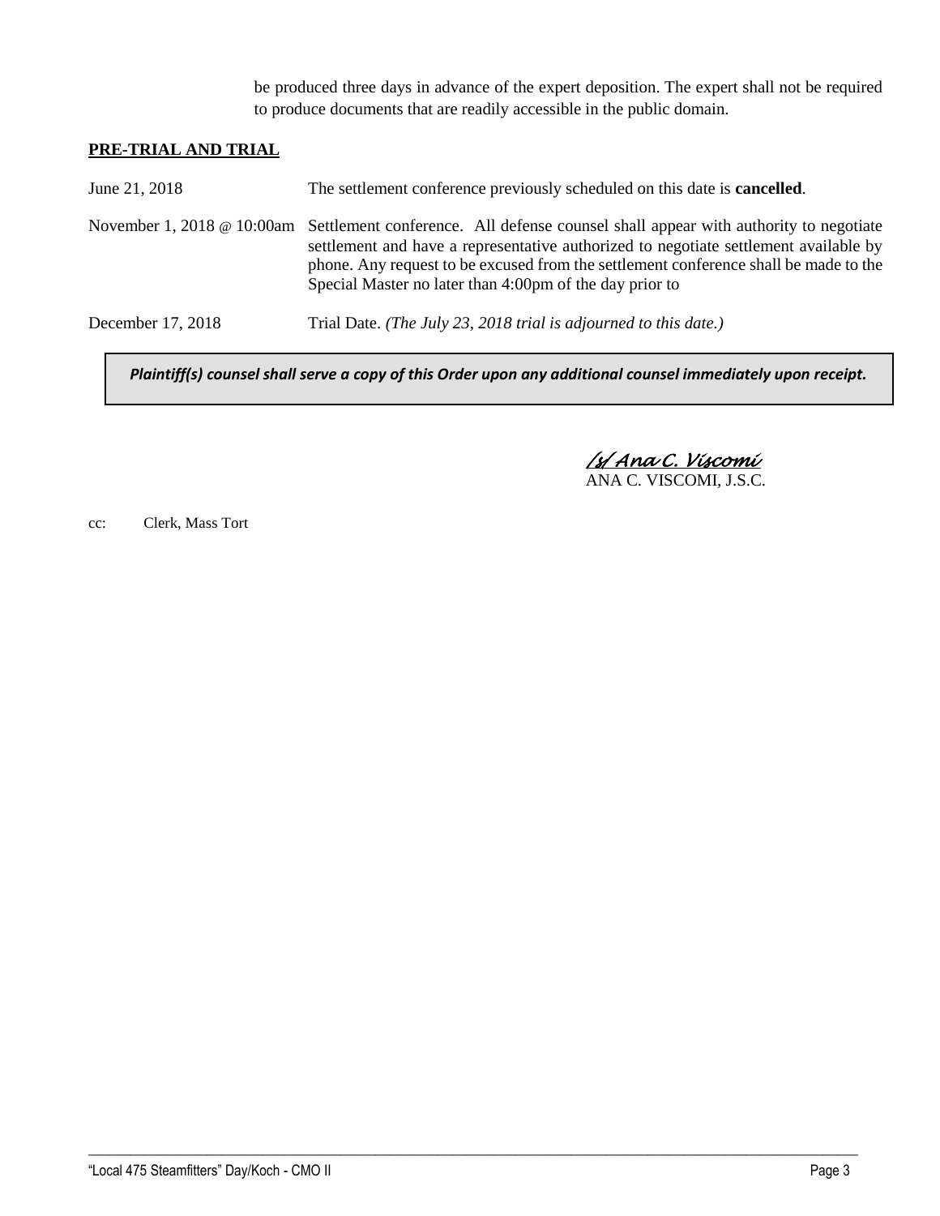be produced three days in advance of the expert deposition. The expert shall not be required to produce documents that are readily accessible in the public domain.

**PRE-TRIAL AND TRIAL**

| | |
|---|---|
| June 21, 2018 | The settlement conference previously scheduled on this date is **cancelled**. |
| November 1, 2018 @ 10:00am | Settlement conference. All defense counsel shall appear with authority to negotiate settlement and have a representative authorized to negotiate settlement available by phone. Any request to be excused from the settlement conference shall be made to the Special Master no later than 4:00pm of the day prior to |
| December 17, 2018 | Trial Date. *(The July 23, 2018 trial is adjourned to this date.)* |

***Plaintiff(s) counsel shall serve a copy of this Order upon any additional counsel immediately upon receipt.***

*/s/ Ana C. Viscomi*
ANA C. VISCOMI, J.S.C.

cc: Clerk, Mass Tort